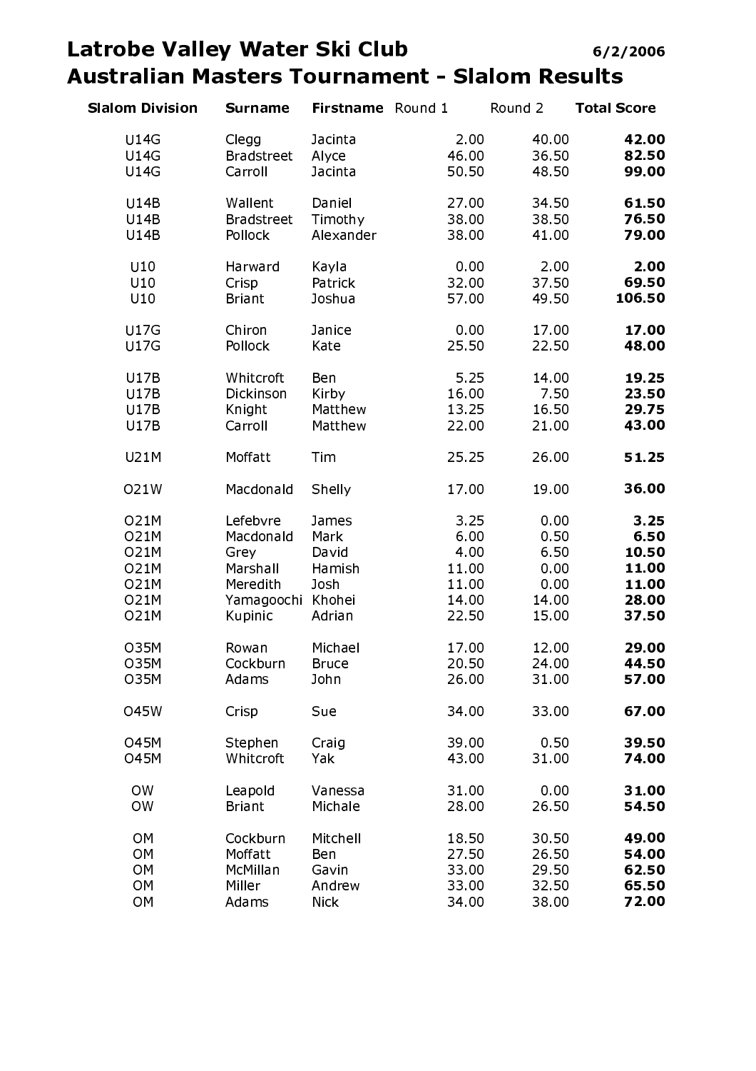# Latrobe Valley Water Ski Club

6/2/2006

## Australian Masters Tournament - Slalom Results

| Slalom Division | Surname | Firstname | Round 1 | Round 2 | Total Score |
|---|---|---|---|---|---|
| U14G | Clegg | Jacinta | 2.00 | 40.00 | **42.00** |
| U14G | Bradstreet | Alyce | 46.00 | 36.50 | **82.50** |
| U14G | Carroll | Jacinta | 50.50 | 48.50 | **99.00** |
| U14B | Wallent | Daniel | 27.00 | 34.50 | **61.50** |
| U14B | Bradstreet | Timothy | 38.00 | 38.50 | **76.50** |
| U14B | Pollock | Alexander | 38.00 | 41.00 | **79.00** |
| U10 | Harward | Kayla | 0.00 | 2.00 | **2.00** |
| U10 | Crisp | Patrick | 32.00 | 37.50 | **69.50** |
| U10 | Briant | Joshua | 57.00 | 49.50 | **106.50** |
| U17G | Chiron | Janice | 0.00 | 17.00 | **17.00** |
| U17G | Pollock | Kate | 25.50 | 22.50 | **48.00** |
| U17B | Whitcroft | Ben | 5.25 | 14.00 | **19.25** |
| U17B | Dickinson | Kirby | 16.00 | 7.50 | **23.50** |
| U17B | Knight | Matthew | 13.25 | 16.50 | **29.75** |
| U17B | Carroll | Matthew | 22.00 | 21.00 | **43.00** |
| U21M | Moffatt | Tim | 25.25 | 26.00 | **51.25** |
| O21W | Macdonald | Shelly | 17.00 | 19.00 | **36.00** |
| O21M | Lefebvre | James | 3.25 | 0.00 | **3.25** |
| O21M | Macdonald | Mark | 6.00 | 0.50 | **6.50** |
| O21M | Grey | David | 4.00 | 6.50 | **10.50** |
| O21M | Marshall | Hamish | 11.00 | 0.00 | **11.00** |
| O21M | Meredith | Josh | 11.00 | 0.00 | **11.00** |
| O21M | Yamagoochi | Khohei | 14.00 | 14.00 | **28.00** |
| O21M | Kupinic | Adrian | 22.50 | 15.00 | **37.50** |
| O35M | Rowan | Michael | 17.00 | 12.00 | **29.00** |
| O35M | Cockburn | Bruce | 20.50 | 24.00 | **44.50** |
| O35M | Adams | John | 26.00 | 31.00 | **57.00** |
| O45W | Crisp | Sue | 34.00 | 33.00 | **67.00** |
| O45M | Stephen | Craig | 39.00 | 0.50 | **39.50** |
| O45M | Whitcroft | Yak | 43.00 | 31.00 | **74.00** |
| OW | Leapold | Vanessa | 31.00 | 0.00 | **31.00** |
| OW | Briant | Michale | 28.00 | 26.50 | **54.50** |
| OM | Cockburn | Mitchell | 18.50 | 30.50 | **49.00** |
| OM | Moffatt | Ben | 27.50 | 26.50 | **54.00** |
| OM | McMillan | Gavin | 33.00 | 29.50 | **62.50** |
| OM | Miller | Andrew | 33.00 | 32.50 | **65.50** |
| OM | Adams | Nick | 34.00 | 38.00 | **72.00** |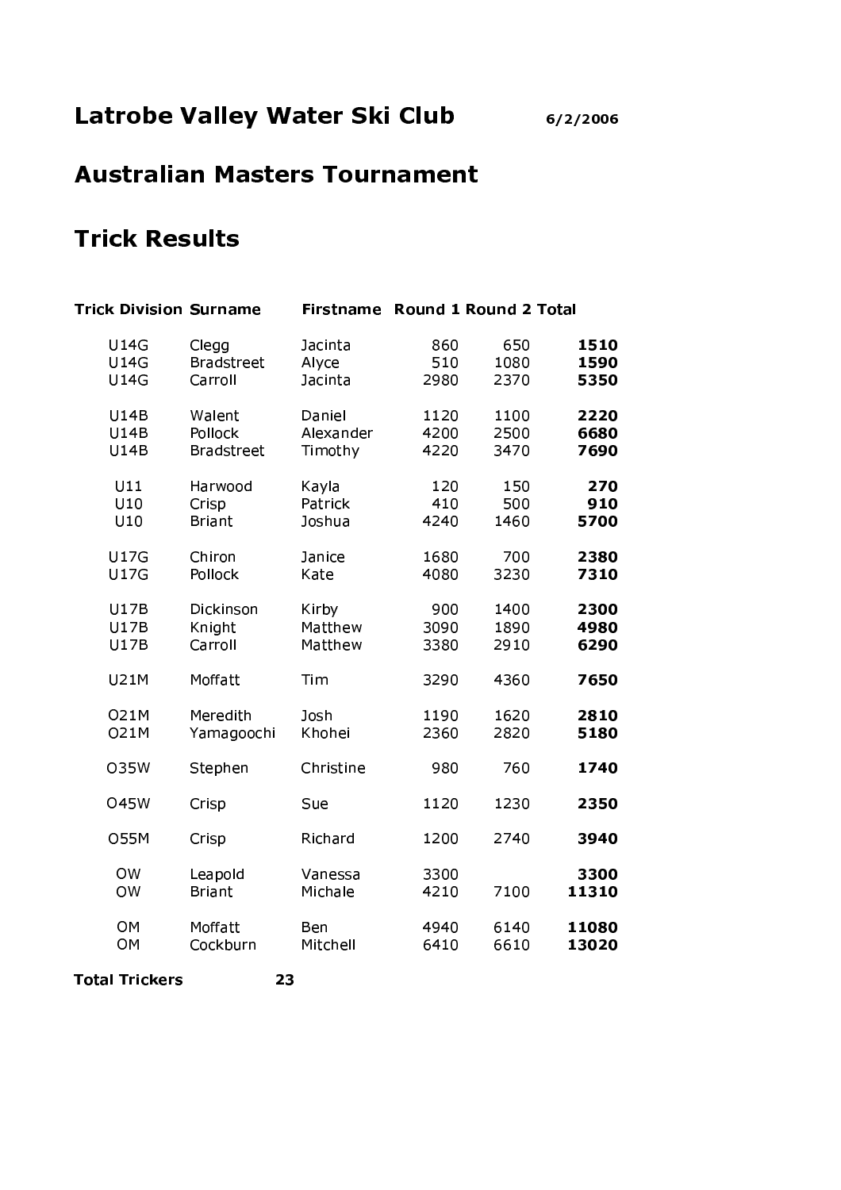# Latrobe Valley Water Ski Club

6/2/2006

## Australian Masters Tournament

## Trick Results

| Trick Division | Surname | Firstname | Round 1 | Round 2 | Total |
|---|---|---|---|---|---|
| U14G | Clegg | Jacinta | 860 | 650 | **1510** |
| U14G | Bradstreet | Alyce | 510 | 1080 | **1590** |
| U14G | Carroll | Jacinta | 2980 | 2370 | **5350** |
| U14B | Walent | Daniel | 1120 | 1100 | **2220** |
| U14B | Pollock | Alexander | 4200 | 2500 | **6680** |
| U14B | Bradstreet | Timothy | 4220 | 3470 | **7690** |
| U11 | Harwood | Kayla | 120 | 150 | **270** |
| U10 | Crisp | Patrick | 410 | 500 | **910** |
| U10 | Briant | Joshua | 4240 | 1460 | **5700** |
| U17G | Chiron | Janice | 1680 | 700 | **2380** |
| U17G | Pollock | Kate | 4080 | 3230 | **7310** |
| U17B | Dickinson | Kirby | 900 | 1400 | **2300** |
| U17B | Knight | Matthew | 3090 | 1890 | **4980** |
| U17B | Carroll | Matthew | 3380 | 2910 | **6290** |
| U21M | Moffatt | Tim | 3290 | 4360 | **7650** |
| O21M | Meredith | Josh | 1190 | 1620 | **2810** |
| O21M | Yamagoochi | Khohei | 2360 | 2820 | **5180** |
| O35W | Stephen | Christine | 980 | 760 | **1740** |
| O45W | Crisp | Sue | 1120 | 1230 | **2350** |
| O55M | Crisp | Richard | 1200 | 2740 | **3940** |
| OW | Leapold | Vanessa | 3300 | | **3300** |
| OW | Briant | Michale | 4210 | 7100 | **11310** |
| OM | Moffatt | Ben | 4940 | 6140 | **11080** |
| OM | Cockburn | Mitchell | 6410 | 6610 | **13020** |

**Total Trickers** 23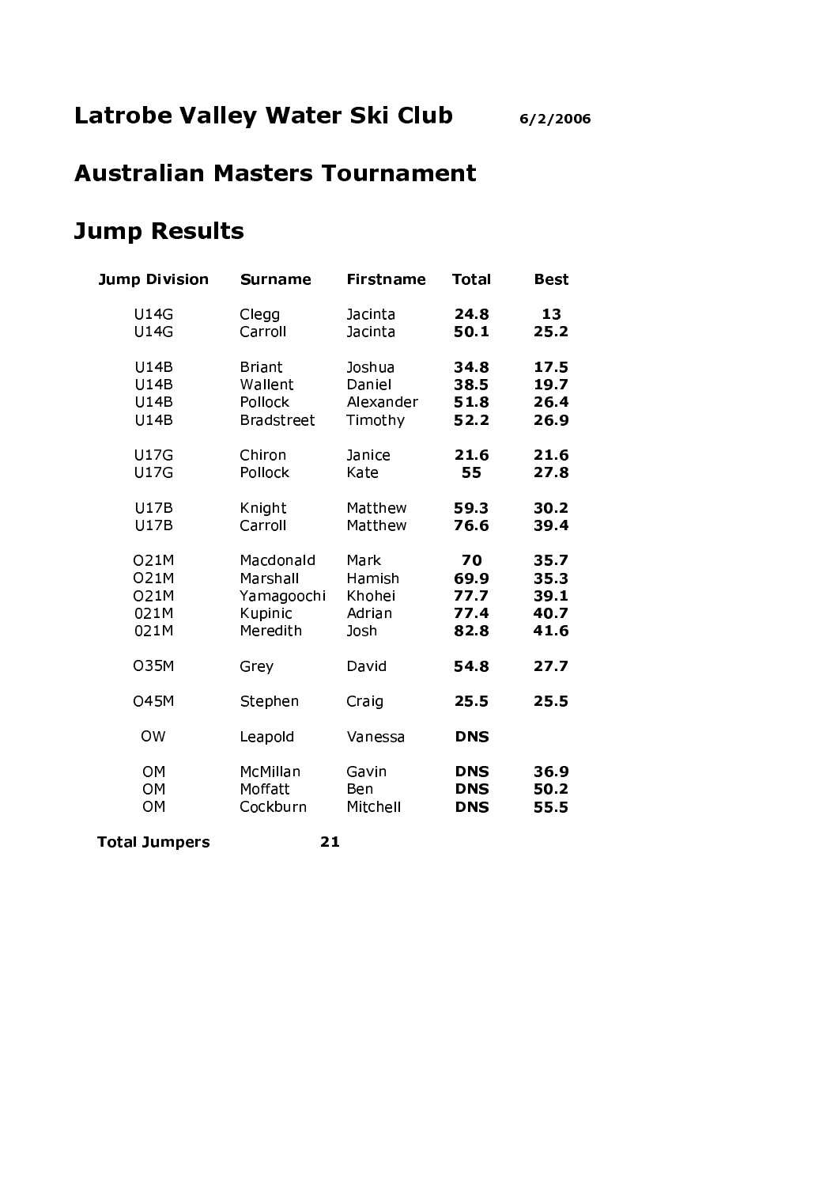# Latrobe Valley Water Ski Club 6/2/2006

## Australian Masters Tournament

## Jump Results

| Jump Division | Surname | Firstname | Total | Best |
|---|---|---|---|---|
| U14G | Clegg | Jacinta | **24.8** | **13** |
| U14G | Carroll | Jacinta | **50.1** | **25.2** |
| U14B | Briant | Joshua | **34.8** | **17.5** |
| U14B | Wallent | Daniel | **38.5** | **19.7** |
| U14B | Pollock | Alexander | **51.8** | **26.4** |
| U14B | Bradstreet | Timothy | **52.2** | **26.9** |
| U17G | Chiron | Janice | **21.6** | **21.6** |
| U17G | Pollock | Kate | **55** | **27.8** |
| U17B | Knight | Matthew | **59.3** | **30.2** |
| U17B | Carroll | Matthew | **76.6** | **39.4** |
| O21M | Macdonald | Mark | **70** | **35.7** |
| O21M | Marshall | Hamish | **69.9** | **35.3** |
| O21M | Yamagoochi | Khohei | **77.7** | **39.1** |
| 021M | Kupinic | Adrian | **77.4** | **40.7** |
| 021M | Meredith | Josh | **82.8** | **41.6** |
| O35M | Grey | David | **54.8** | **27.7** |
| O45M | Stephen | Craig | **25.5** | **25.5** |
| OW | Leapold | Vanessa | **DNS** | |
| OM | McMillan | Gavin | **DNS** | **36.9** |
| OM | Moffatt | Ben | **DNS** | **50.2** |
| OM | Cockburn | Mitchell | **DNS** | **55.5** |

**Total Jumpers** **21**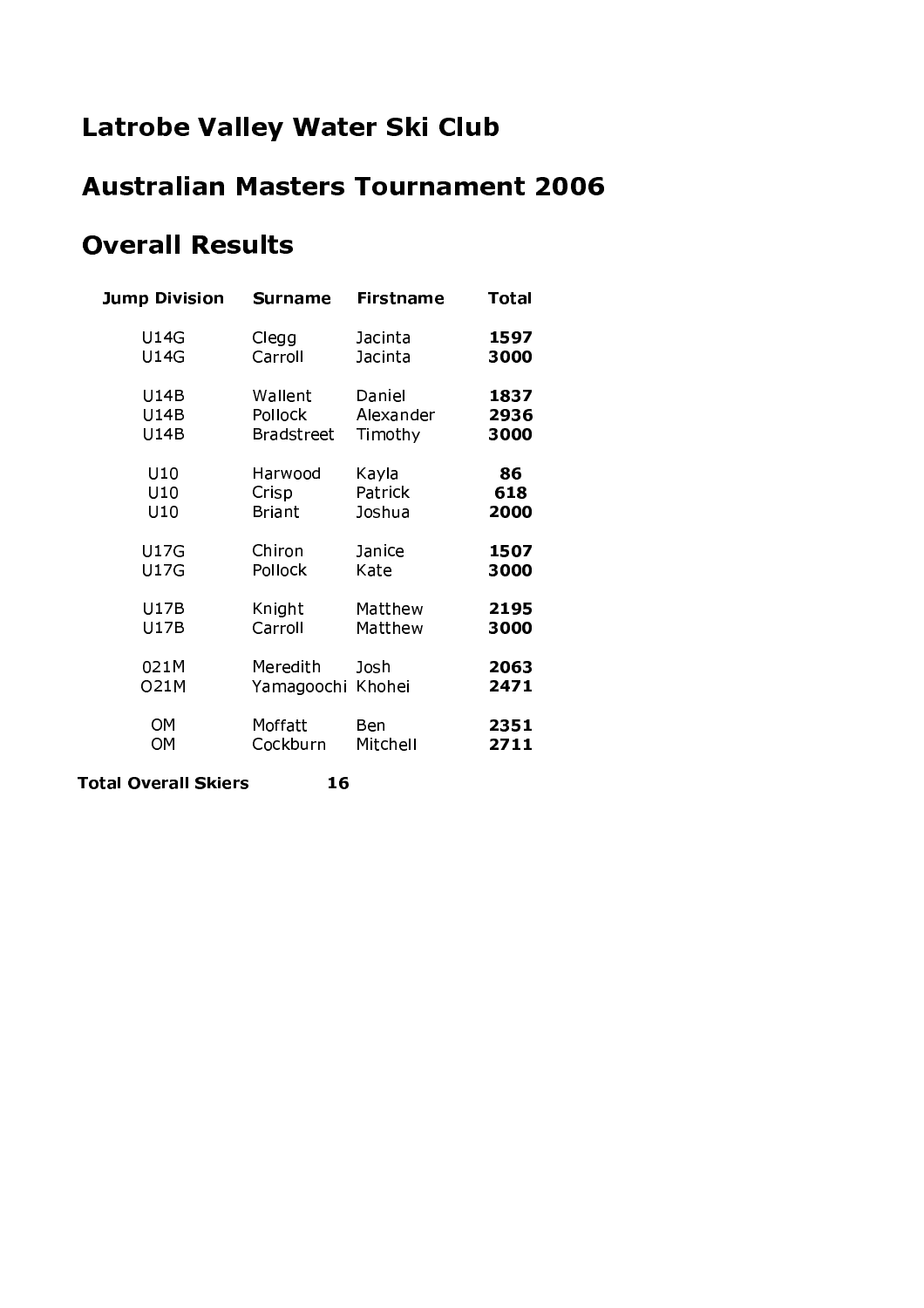# Latrobe Valley Water Ski Club

# Australian Masters Tournament 2006

# Overall Results

| Jump Division | Surname | Firstname | Total |
|---|---|---|---|
| U14G | Clegg | Jacinta | **1597** |
| U14G | Carroll | Jacinta | **3000** |
| U14B | Wallent | Daniel | **1837** |
| U14B | Pollock | Alexander | **2936** |
| U14B | Bradstreet | Timothy | **3000** |
| U10 | Harwood | Kayla | **86** |
| U10 | Crisp | Patrick | **618** |
| U10 | Briant | Joshua | **2000** |
| U17G | Chiron | Janice | **1507** |
| U17G | Pollock | Kate | **3000** |
| U17B | Knight | Matthew | **2195** |
| U17B | Carroll | Matthew | **3000** |
| 021M | Meredith | Josh | **2063** |
| O21M | Yamagoochi | Khohei | **2471** |
| OM | Moffatt | Ben | **2351** |
| OM | Cockburn | Mitchell | **2711** |

**Total Overall Skiers** **16**